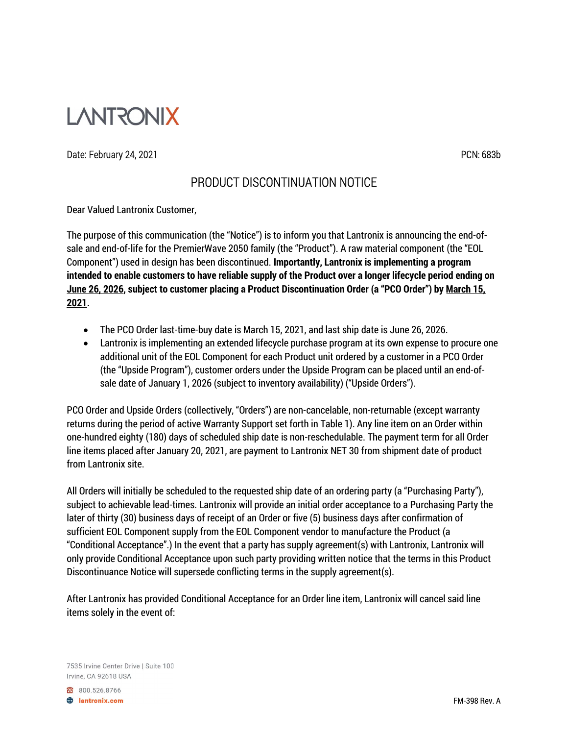LANTRONIX

Date: February 24, 2021 PCN: 683b

# PRODUCT DISCONTINUATION NOTICE

Dear Valued Lantronix Customer,

The purpose of this communication (the "Notice") is to inform you that Lantronix is announcing the end-of-sale and end-of-life for the PremierWave 2050 family (the "Product"). A raw material component (the "EOL Component") used in design has been discontinued. **Importantly, Lantronix is implementing a program intended to enable customers to have reliable supply of the Product over a longer lifecycle period ending on <u>June 26, 2026</u>, subject to customer placing a Product Discontinuation Order (a "PCO Order") by <u>March 15, 2021</u>.**

- The PCO Order last-time-buy date is March 15, 2021, and last ship date is June 26, 2026.
- Lantronix is implementing an extended lifecycle purchase program at its own expense to procure one additional unit of the EOL Component for each Product unit ordered by a customer in a PCO Order (the "Upside Program"), customer orders under the Upside Program can be placed until an end-of-sale date of January 1, 2026 (subject to inventory availability) ("Upside Orders").

PCO Order and Upside Orders (collectively, "Orders") are non-cancelable, non-returnable (except warranty returns during the period of active Warranty Support set forth in Table 1). Any line item on an Order within one-hundred eighty (180) days of scheduled ship date is non-reschedulable. The payment term for all Order line items placed after January 20, 2021, are payment to Lantronix NET 30 from shipment date of product from Lantronix site.

All Orders will initially be scheduled to the requested ship date of an ordering party (a "Purchasing Party"), subject to achievable lead-times. Lantronix will provide an initial order acceptance to a Purchasing Party the later of thirty (30) business days of receipt of an Order or five (5) business days after confirmation of sufficient EOL Component supply from the EOL Component vendor to manufacture the Product (a "Conditional Acceptance".) In the event that a party has supply agreement(s) with Lantronix, Lantronix will only provide Conditional Acceptance upon such party providing written notice that the terms in this Product Discontinuance Notice will supersede conflicting terms in the supply agreement(s).

After Lantronix has provided Conditional Acceptance for an Order line item, Lantronix will cancel said line items solely in the event of:

7535 Irvine Center Drive | Suite 100
Irvine, CA 92618 USA

800.526.8766
lantronix.com

FM-398 Rev. A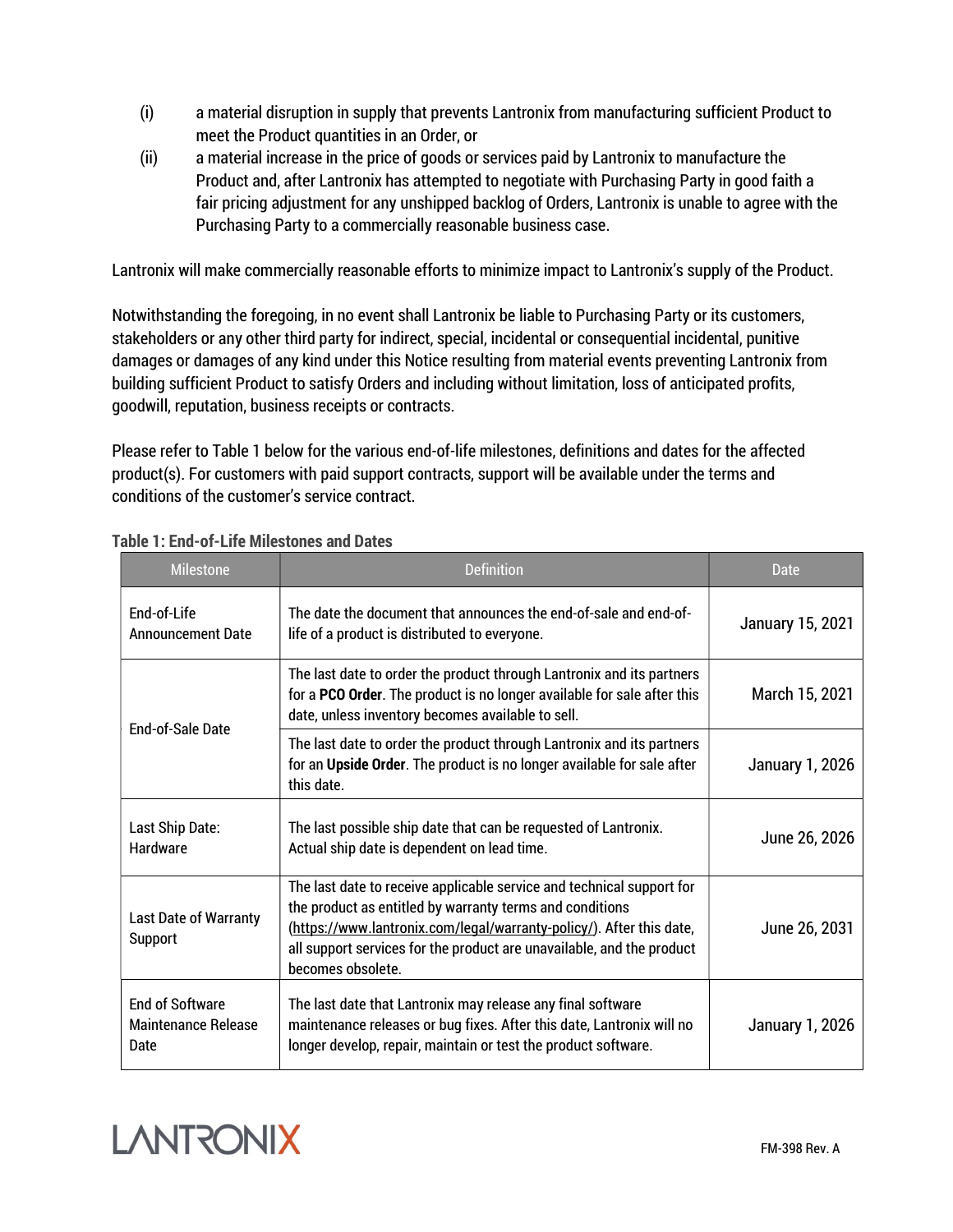(i) a material disruption in supply that prevents Lantronix from manufacturing sufficient Product to meet the Product quantities in an Order, or

(ii) a material increase in the price of goods or services paid by Lantronix to manufacture the Product and, after Lantronix has attempted to negotiate with Purchasing Party in good faith a fair pricing adjustment for any unshipped backlog of Orders, Lantronix is unable to agree with the Purchasing Party to a commercially reasonable business case.

Lantronix will make commercially reasonable efforts to minimize impact to Lantronix's supply of the Product.

Notwithstanding the foregoing, in no event shall Lantronix be liable to Purchasing Party or its customers, stakeholders or any other third party for indirect, special, incidental or consequential incidental, punitive damages or damages of any kind under this Notice resulting from material events preventing Lantronix from building sufficient Product to satisfy Orders and including without limitation, loss of anticipated profits, goodwill, reputation, business receipts or contracts.

Please refer to Table 1 below for the various end-of-life milestones, definitions and dates for the affected product(s). For customers with paid support contracts, support will be available under the terms and conditions of the customer's service contract.

**Table 1: End-of-Life Milestones and Dates**

| Milestone | Definition | Date |
|---|---|---|
| End-of-Life Announcement Date | The date the document that announces the end-of-sale and end-of-life of a product is distributed to everyone. | January 15, 2021 |
| End-of-Sale Date | The last date to order the product through Lantronix and its partners for a **PCO Order**. The product is no longer available for sale after this date, unless inventory becomes available to sell. | March 15, 2021 |
| | The last date to order the product through Lantronix and its partners for an **Upside Order**. The product is no longer available for sale after this date. | January 1, 2026 |
| Last Ship Date: Hardware | The last possible ship date that can be requested of Lantronix. Actual ship date is dependent on lead time. | June 26, 2026 |
| Last Date of Warranty Support | The last date to receive applicable service and technical support for the product as entitled by warranty terms and conditions (https://www.lantronix.com/legal/warranty-policy/). After this date, all support services for the product are unavailable, and the product becomes obsolete. | June 26, 2031 |
| End of Software Maintenance Release Date | The last date that Lantronix may release any final software maintenance releases or bug fixes. After this date, Lantronix will no longer develop, repair, maintain or test the product software. | January 1, 2026 |

FM-398 Rev. A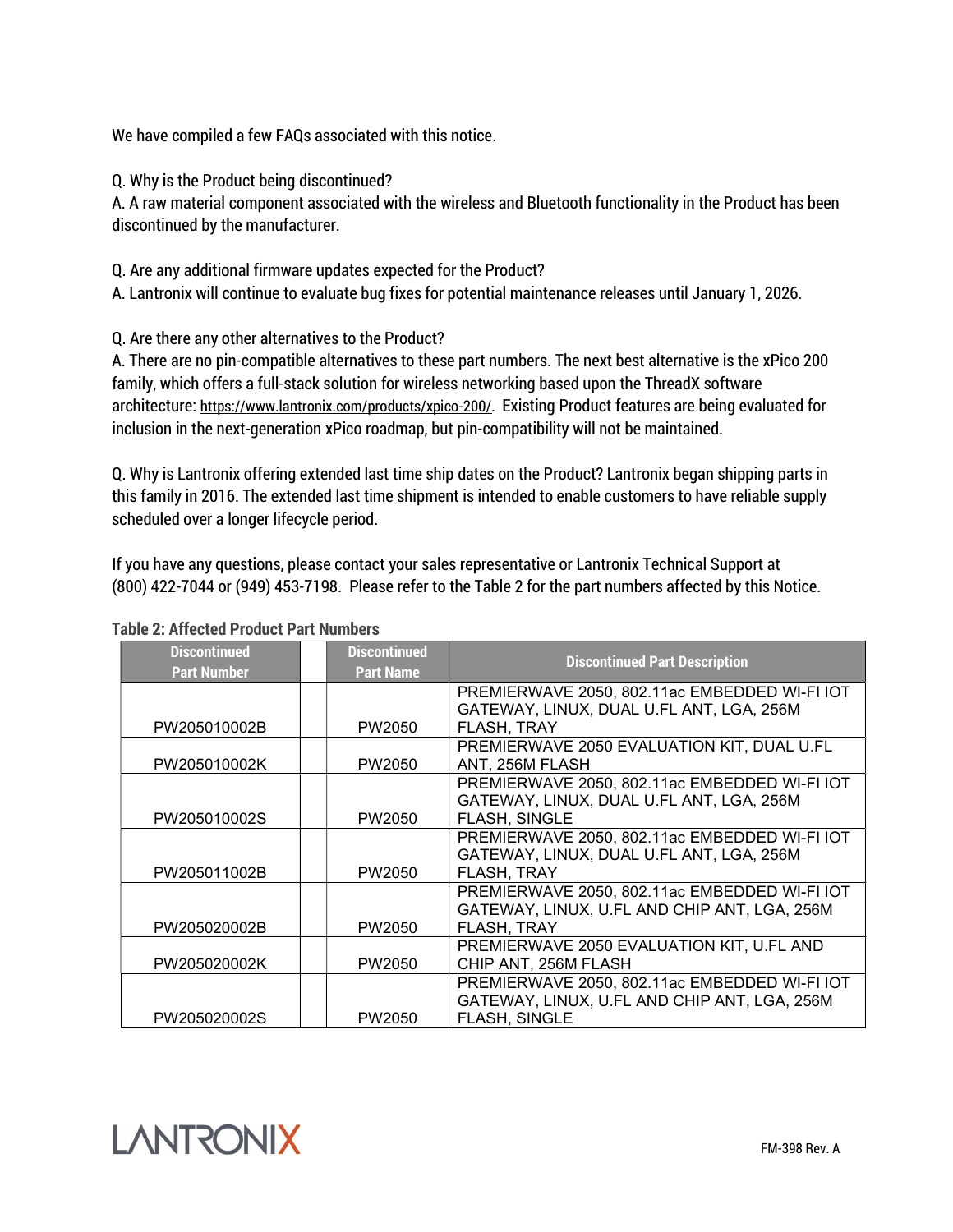We have compiled a few FAQs associated with this notice.

Q. Why is the Product being discontinued?
A. A raw material component associated with the wireless and Bluetooth functionality in the Product has been discontinued by the manufacturer.

Q. Are any additional firmware updates expected for the Product?
A. Lantronix will continue to evaluate bug fixes for potential maintenance releases until January 1, 2026.

Q. Are there any other alternatives to the Product?
A. There are no pin-compatible alternatives to these part numbers. The next best alternative is the xPico 200 family, which offers a full-stack solution for wireless networking based upon the ThreadX software architecture: https://www.lantronix.com/products/xpico-200/. Existing Product features are being evaluated for inclusion in the next-generation xPico roadmap, but pin-compatibility will not be maintained.

Q. Why is Lantronix offering extended last time ship dates on the Product? Lantronix began shipping parts in this family in 2016. The extended last time shipment is intended to enable customers to have reliable supply scheduled over a longer lifecycle period.

If you have any questions, please contact your sales representative or Lantronix Technical Support at (800) 422-7044 or (949) 453-7198. Please refer to the Table 2 for the part numbers affected by this Notice.

**Table 2: Affected Product Part Numbers**

| Discontinued Part Number | | Discontinued Part Name | Discontinued Part Description |
|---|---|---|---|
| PW205010002B | | PW2050 | PREMIERWAVE 2050, 802.11ac EMBEDDED WI-FI IOT GATEWAY, LINUX, DUAL U.FL ANT, LGA, 256M FLASH, TRAY |
| PW205010002K | | PW2050 | PREMIERWAVE 2050 EVALUATION KIT, DUAL U.FL ANT, 256M FLASH |
| PW205010002S | | PW2050 | PREMIERWAVE 2050, 802.11ac EMBEDDED WI-FI IOT GATEWAY, LINUX, DUAL U.FL ANT, LGA, 256M FLASH, SINGLE |
| PW205011002B | | PW2050 | PREMIERWAVE 2050, 802.11ac EMBEDDED WI-FI IOT GATEWAY, LINUX, DUAL U.FL ANT, LGA, 256M FLASH, TRAY |
| PW205020002B | | PW2050 | PREMIERWAVE 2050, 802.11ac EMBEDDED WI-FI IOT GATEWAY, LINUX, U.FL AND CHIP ANT, LGA, 256M FLASH, TRAY |
| PW205020002K | | PW2050 | PREMIERWAVE 2050 EVALUATION KIT, U.FL AND CHIP ANT, 256M FLASH |
| PW205020002S | | PW2050 | PREMIERWAVE 2050, 802.11ac EMBEDDED WI-FI IOT GATEWAY, LINUX, U.FL AND CHIP ANT, LGA, 256M FLASH, SINGLE |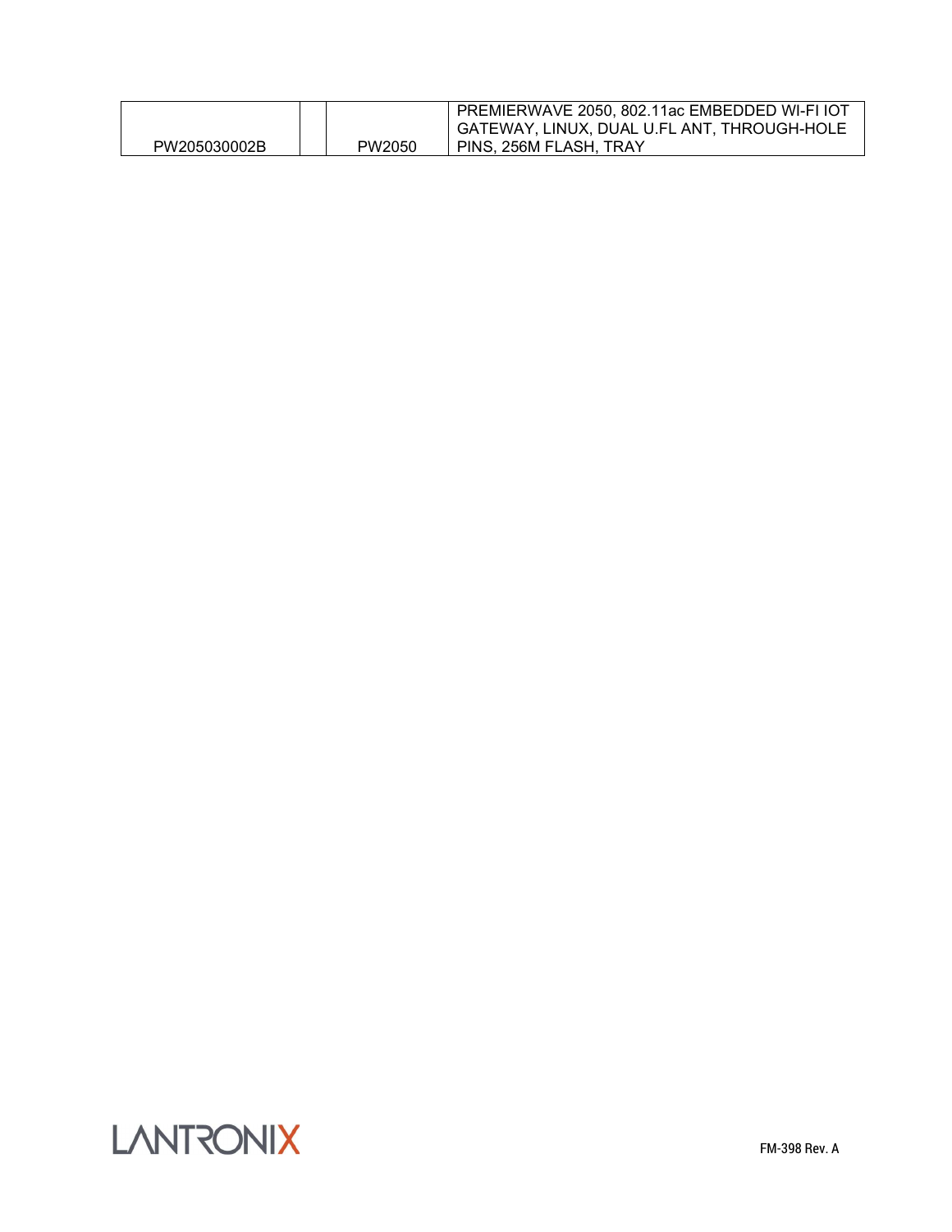| | | | |
|---|---|---|---|
| PW205030002B | | PW2050 | PREMIERWAVE 2050, 802.11ac EMBEDDED WI-FI IOT GATEWAY, LINUX, DUAL U.FL ANT, THROUGH-HOLE PINS, 256M FLASH, TRAY |

FM-398 Rev. A